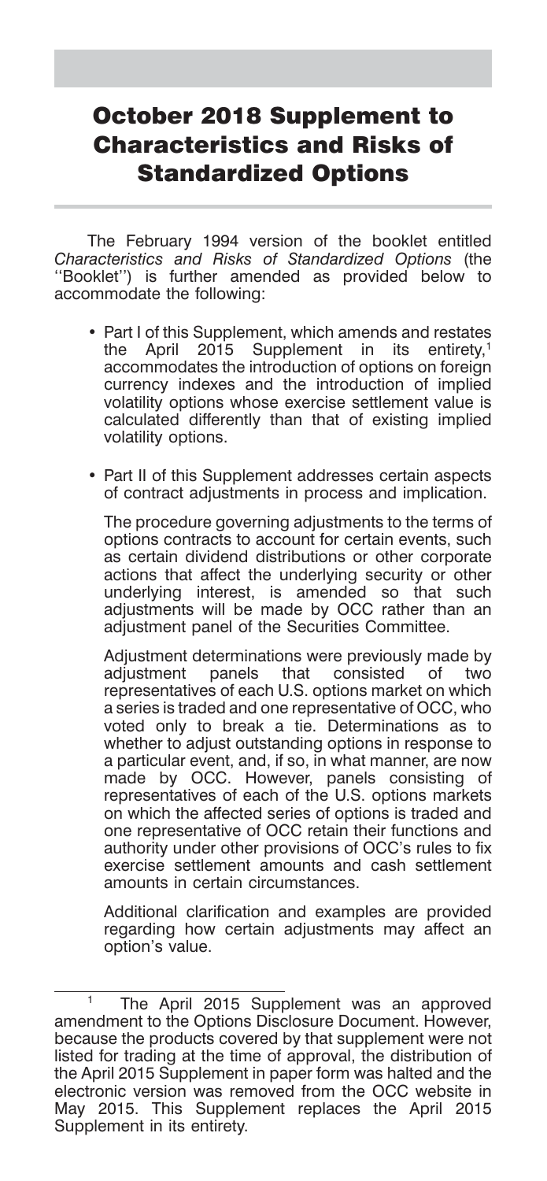# October 2018 Supplement to Characteristics and Risks of Standardized Options

The February 1994 version of the booklet entitled *Characteristics and Risks of Standardized Options* (the ''Booklet'') is further amended as provided below to accommodate the following:

- Part I of this Supplement, which amends and restates the April 2015 Supplement in its entirety,[1] accommodates the introduction of options on foreign currency indexes and the introduction of implied volatility options whose exercise settlement value is calculated differently than that of existing implied volatility options.

- Part II of this Supplement addresses certain aspects of contract adjustments in process and implication.

  The procedure governing adjustments to the terms of options contracts to account for certain events, such as certain dividend distributions or other corporate actions that affect the underlying security or other underlying interest, is amended so that such adjustments will be made by OCC rather than an adjustment panel of the Securities Committee.

  Adjustment determinations were previously made by adjustment panels that consisted of two representatives of each U.S. options market on which a series is traded and one representative of OCC, who voted only to break a tie. Determinations as to whether to adjust outstanding options in response to a particular event, and, if so, in what manner, are now made by OCC. However, panels consisting of representatives of each of the U.S. options markets on which the affected series of options is traded and one representative of OCC retain their functions and authority under other provisions of OCC's rules to fix exercise settlement amounts and cash settlement amounts in certain circumstances.

  Additional clarification and examples are provided regarding how certain adjustments may affect an option's value.

---

[1] The April 2015 Supplement was an approved amendment to the Options Disclosure Document. However, because the products covered by that supplement were not listed for trading at the time of approval, the distribution of the April 2015 Supplement in paper form was halted and the electronic version was removed from the OCC website in May 2015. This Supplement replaces the April 2015 Supplement in its entirety.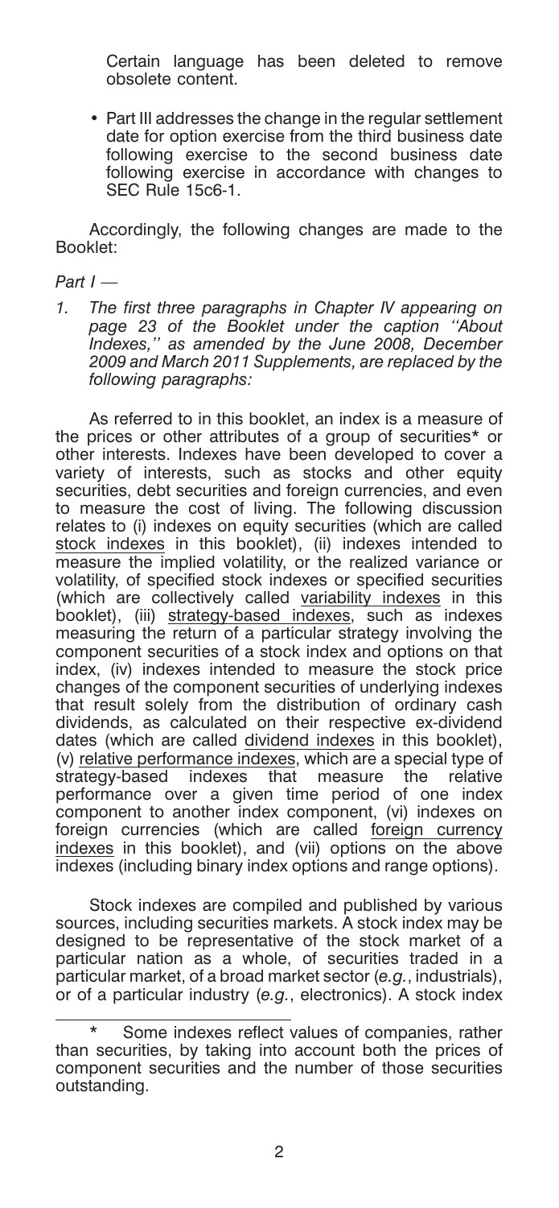Certain language has been deleted to remove obsolete content.

- Part III addresses the change in the regular settlement date for option exercise from the third business date following exercise to the second business date following exercise in accordance with changes to SEC Rule 15c6-1.

Accordingly, the following changes are made to the Booklet:

*Part I —*

*1. The first three paragraphs in Chapter IV appearing on page 23 of the Booklet under the caption ''About Indexes,'' as amended by the June 2008, December 2009 and March 2011 Supplements, are replaced by the following paragraphs:*

As referred to in this booklet, an index is a measure of the prices or other attributes of a group of securities* or other interests. Indexes have been developed to cover a variety of interests, such as stocks and other equity securities, debt securities and foreign currencies, and even to measure the cost of living. The following discussion relates to (i) indexes on equity securities (which are called <u>stock indexes</u> in this booklet), (ii) indexes intended to measure the implied volatility, or the realized variance or volatility, of specified stock indexes or specified securities (which are collectively called <u>variability indexes</u> in this booklet), (iii) <u>strategy-based indexes</u>, such as indexes measuring the return of a particular strategy involving the component securities of a stock index and options on that index, (iv) indexes intended to measure the stock price changes of the component securities of underlying indexes that result solely from the distribution of ordinary cash dividends, as calculated on their respective ex-dividend dates (which are called <u>dividend indexes</u> in this booklet), (v) <u>relative performance indexes</u>, which are a special type of strategy-based indexes that measure the relative performance over a given time period of one index component to another index component, (vi) indexes on foreign currencies (which are called <u>foreign currency indexes</u> in this booklet), and (vii) options on the above indexes (including binary index options and range options).

Stock indexes are compiled and published by various sources, including securities markets. A stock index may be designed to be representative of the stock market of a particular nation as a whole, of securities traded in a particular market, of a broad market sector (*e.g.*, industrials), or of a particular industry (*e.g.*, electronics). A stock index

\* Some indexes reflect values of companies, rather than securities, by taking into account both the prices of component securities and the number of those securities outstanding.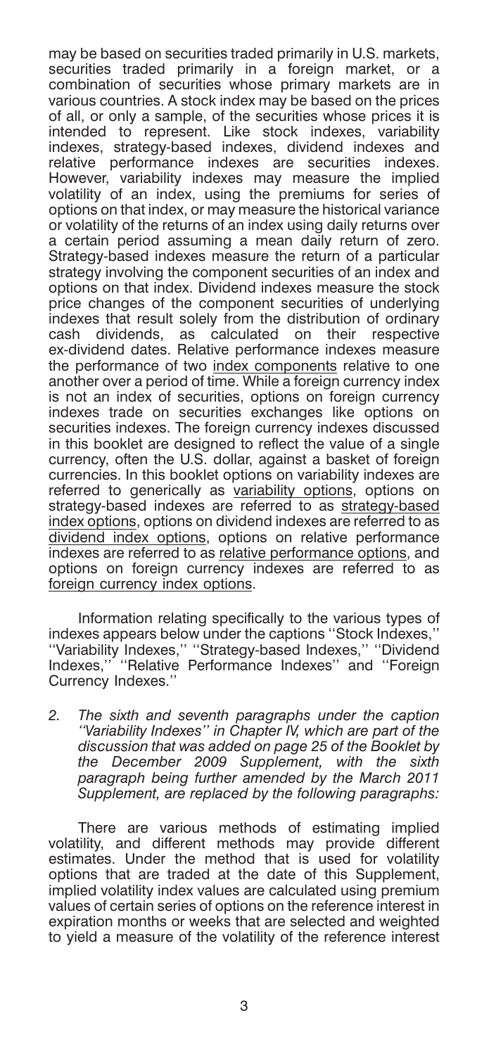may be based on securities traded primarily in U.S. markets, securities traded primarily in a foreign market, or a combination of securities whose primary markets are in various countries. A stock index may be based on the prices of all, or only a sample, of the securities whose prices it is intended to represent. Like stock indexes, variability indexes, strategy-based indexes, dividend indexes and relative performance indexes are securities indexes. However, variability indexes may measure the implied volatility of an index, using the premiums for series of options on that index, or may measure the historical variance or volatility of the returns of an index using daily returns over a certain period assuming a mean daily return of zero. Strategy-based indexes measure the return of a particular strategy involving the component securities of an index and options on that index. Dividend indexes measure the stock price changes of the component securities of underlying indexes that result solely from the distribution of ordinary cash dividends, as calculated on their respective ex-dividend dates. Relative performance indexes measure the performance of two <u>index components</u> relative to one another over a period of time. While a foreign currency index is not an index of securities, options on foreign currency indexes trade on securities exchanges like options on securities indexes. The foreign currency indexes discussed in this booklet are designed to reflect the value of a single currency, often the U.S. dollar, against a basket of foreign currencies. In this booklet options on variability indexes are referred to generically as <u>variability options</u>, options on strategy-based indexes are referred to as <u>strategy-based index options</u>, options on dividend indexes are referred to as <u>dividend index options</u>, options on relative performance indexes are referred to as <u>relative performance options</u>, and options on foreign currency indexes are referred to as <u>foreign currency index options</u>.

Information relating specifically to the various types of indexes appears below under the captions ''Stock Indexes,'' ''Variability Indexes,'' ''Strategy-based Indexes,'' ''Dividend Indexes,'' ''Relative Performance Indexes'' and ''Foreign Currency Indexes.''

2. *The sixth and seventh paragraphs under the caption ''Variability Indexes'' in Chapter IV, which are part of the discussion that was added on page 25 of the Booklet by the December 2009 Supplement, with the sixth paragraph being further amended by the March 2011 Supplement, are replaced by the following paragraphs:*

There are various methods of estimating implied volatility, and different methods may provide different estimates. Under the method that is used for volatility options that are traded at the date of this Supplement, implied volatility index values are calculated using premium values of certain series of options on the reference interest in expiration months or weeks that are selected and weighted to yield a measure of the volatility of the reference interest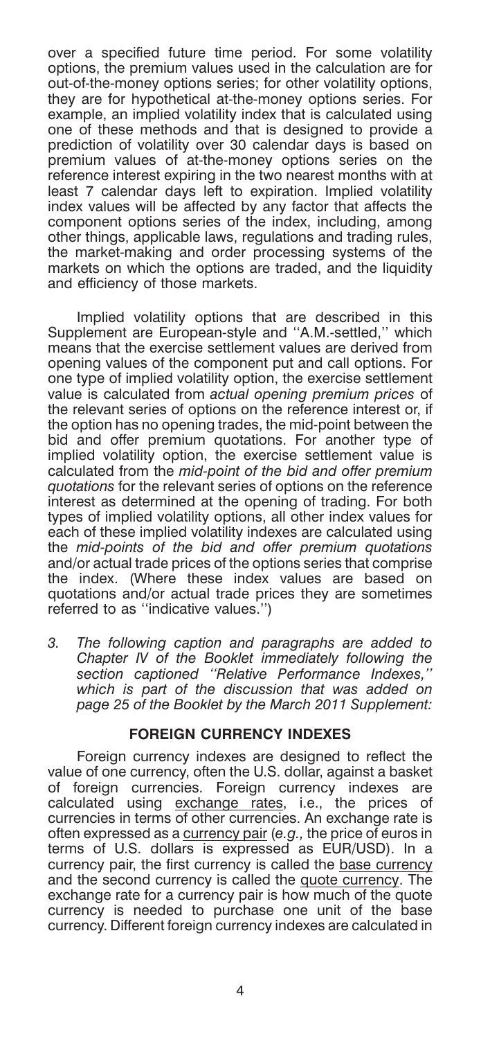over a specified future time period. For some volatility options, the premium values used in the calculation are for out-of-the-money options series; for other volatility options, they are for hypothetical at-the-money options series. For example, an implied volatility index that is calculated using one of these methods and that is designed to provide a prediction of volatility over 30 calendar days is based on premium values of at-the-money options series on the reference interest expiring in the two nearest months with at least 7 calendar days left to expiration. Implied volatility index values will be affected by any factor that affects the component options series of the index, including, among other things, applicable laws, regulations and trading rules, the market-making and order processing systems of the markets on which the options are traded, and the liquidity and efficiency of those markets.

Implied volatility options that are described in this Supplement are European-style and ''A.M.-settled,'' which means that the exercise settlement values are derived from opening values of the component put and call options. For one type of implied volatility option, the exercise settlement value is calculated from *actual opening premium prices* of the relevant series of options on the reference interest or, if the option has no opening trades, the mid-point between the bid and offer premium quotations. For another type of implied volatility option, the exercise settlement value is calculated from the *mid-point of the bid and offer premium quotations* for the relevant series of options on the reference interest as determined at the opening of trading. For both types of implied volatility options, all other index values for each of these implied volatility indexes are calculated using the *mid-points of the bid and offer premium quotations* and/or actual trade prices of the options series that comprise the index. (Where these index values are based on quotations and/or actual trade prices they are sometimes referred to as ''indicative values.'')

3. *The following caption and paragraphs are added to Chapter IV of the Booklet immediately following the section captioned ''Relative Performance Indexes,'' which is part of the discussion that was added on page 25 of the Booklet by the March 2011 Supplement:*

## FOREIGN CURRENCY INDEXES

Foreign currency indexes are designed to reflect the value of one currency, often the U.S. dollar, against a basket of foreign currencies. Foreign currency indexes are calculated using <u>exchange rates</u>, i.e., the prices of currencies in terms of other currencies. An exchange rate is often expressed as a <u>currency pair</u> (*e.g.,* the price of euros in terms of U.S. dollars is expressed as EUR/USD). In a currency pair, the first currency is called the <u>base currency</u> and the second currency is called the <u>quote currency</u>. The exchange rate for a currency pair is how much of the quote currency is needed to purchase one unit of the base currency. Different foreign currency indexes are calculated in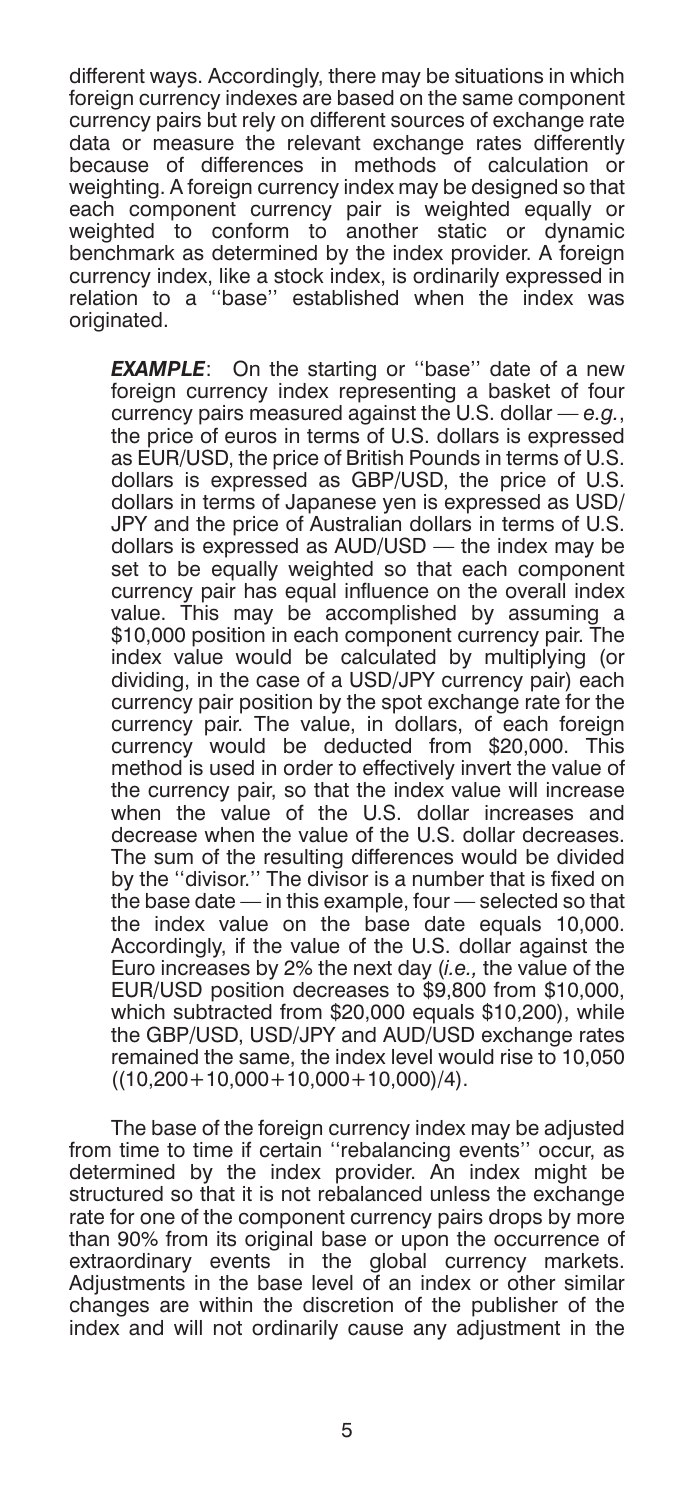different ways. Accordingly, there may be situations in which foreign currency indexes are based on the same component currency pairs but rely on different sources of exchange rate data or measure the relevant exchange rates differently because of differences in methods of calculation or weighting. A foreign currency index may be designed so that each component currency pair is weighted equally or weighted to conform to another static or dynamic benchmark as determined by the index provider. A foreign currency index, like a stock index, is ordinarily expressed in relation to a ''base'' established when the index was originated.

> ***EXAMPLE***: On the starting or ''base'' date of a new foreign currency index representing a basket of four currency pairs measured against the U.S. dollar — *e.g.*, the price of euros in terms of U.S. dollars is expressed as EUR/USD, the price of British Pounds in terms of U.S. dollars is expressed as GBP/USD, the price of U.S. dollars in terms of Japanese yen is expressed as USD/JPY and the price of Australian dollars in terms of U.S. dollars is expressed as AUD/USD — the index may be set to be equally weighted so that each component currency pair has equal influence on the overall index value. This may be accomplished by assuming a $10,000 position in each component currency pair. The index value would be calculated by multiplying (or dividing, in the case of a USD/JPY currency pair) each currency pair position by the spot exchange rate for the currency pair. The value, in dollars, of each foreign currency would be deducted from $20,000. This method is used in order to effectively invert the value of the currency pair, so that the index value will increase when the value of the U.S. dollar increases and decrease when the value of the U.S. dollar decreases. The sum of the resulting differences would be divided by the ''divisor.'' The divisor is a number that is fixed on the base date — in this example, four — selected so that the index value on the base date equals 10,000. Accordingly, if the value of the U.S. dollar against the Euro increases by 2% the next day (*i.e.,* the value of the EUR/USD position decreases to $9,800 from $10,000, which subtracted from $20,000 equals $10,200), while the GBP/USD, USD/JPY and AUD/USD exchange rates remained the same, the index level would rise to 10,050 ((10,200+10,000+10,000+10,000)/4).

The base of the foreign currency index may be adjusted from time to time if certain ''rebalancing events'' occur, as determined by the index provider. An index might be structured so that it is not rebalanced unless the exchange rate for one of the component currency pairs drops by more than 90% from its original base or upon the occurrence of extraordinary events in the global currency markets. Adjustments in the base level of an index or other similar changes are within the discretion of the publisher of the index and will not ordinarily cause any adjustment in the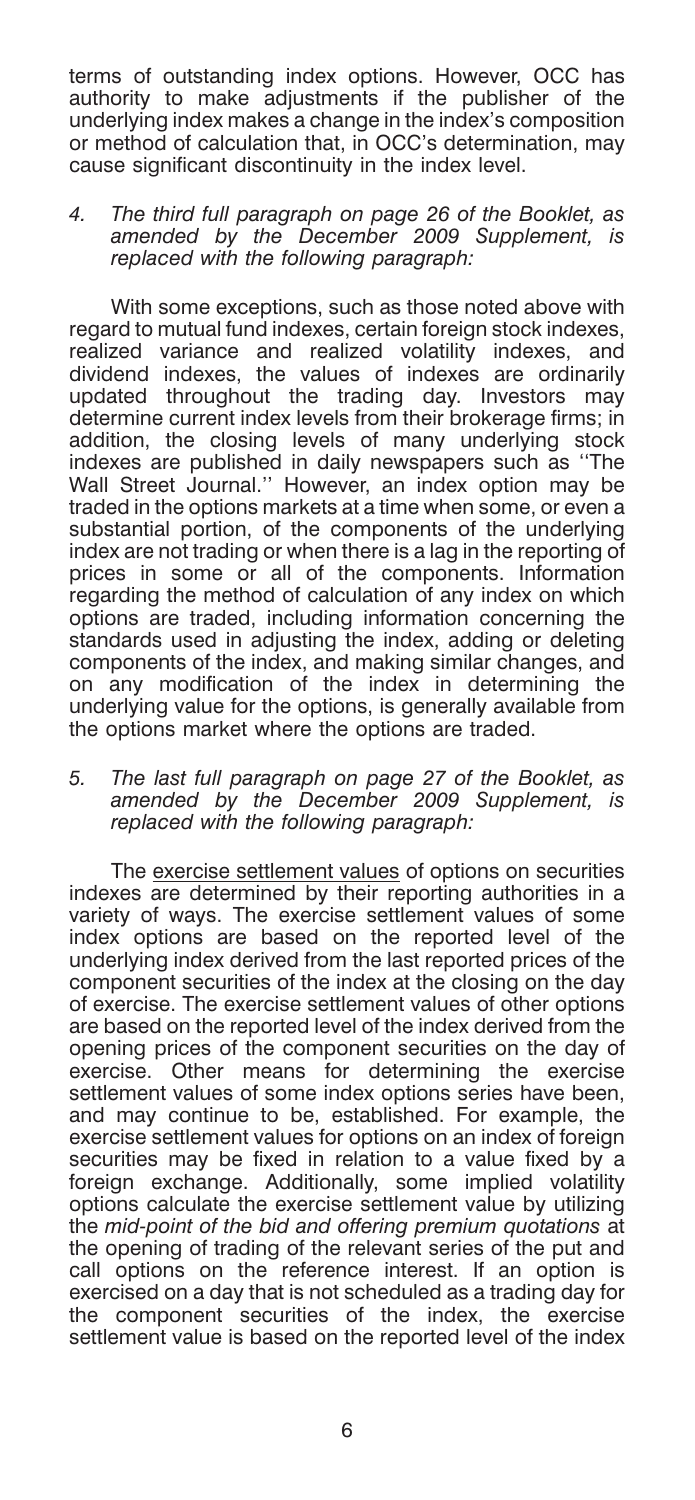terms of outstanding index options. However, OCC has authority to make adjustments if the publisher of the underlying index makes a change in the index's composition or method of calculation that, in OCC's determination, may cause significant discontinuity in the index level.

*4. The third full paragraph on page 26 of the Booklet, as amended by the December 2009 Supplement, is replaced with the following paragraph:*

With some exceptions, such as those noted above with regard to mutual fund indexes, certain foreign stock indexes, realized variance and realized volatility indexes, and dividend indexes, the values of indexes are ordinarily updated throughout the trading day. Investors may determine current index levels from their brokerage firms; in addition, the closing levels of many underlying stock indexes are published in daily newspapers such as ''The Wall Street Journal.'' However, an index option may be traded in the options markets at a time when some, or even a substantial portion, of the components of the underlying index are not trading or when there is a lag in the reporting of prices in some or all of the components. Information regarding the method of calculation of any index on which options are traded, including information concerning the standards used in adjusting the index, adding or deleting components of the index, and making similar changes, and on any modification of the index in determining the underlying value for the options, is generally available from the options market where the options are traded.

*5. The last full paragraph on page 27 of the Booklet, as amended by the December 2009 Supplement, is replaced with the following paragraph:*

The <u>exercise settlement values</u> of options on securities indexes are determined by their reporting authorities in a variety of ways. The exercise settlement values of some index options are based on the reported level of the underlying index derived from the last reported prices of the component securities of the index at the closing on the day of exercise. The exercise settlement values of other options are based on the reported level of the index derived from the opening prices of the component securities on the day of exercise. Other means for determining the exercise settlement values of some index options series have been, and may continue to be, established. For example, the exercise settlement values for options on an index of foreign securities may be fixed in relation to a value fixed by a foreign exchange. Additionally, some implied volatility options calculate the exercise settlement value by utilizing the *mid-point of the bid and offering premium quotations* at the opening of trading of the relevant series of the put and call options on the reference interest. If an option is exercised on a day that is not scheduled as a trading day for the component securities of the index, the exercise settlement value is based on the reported level of the index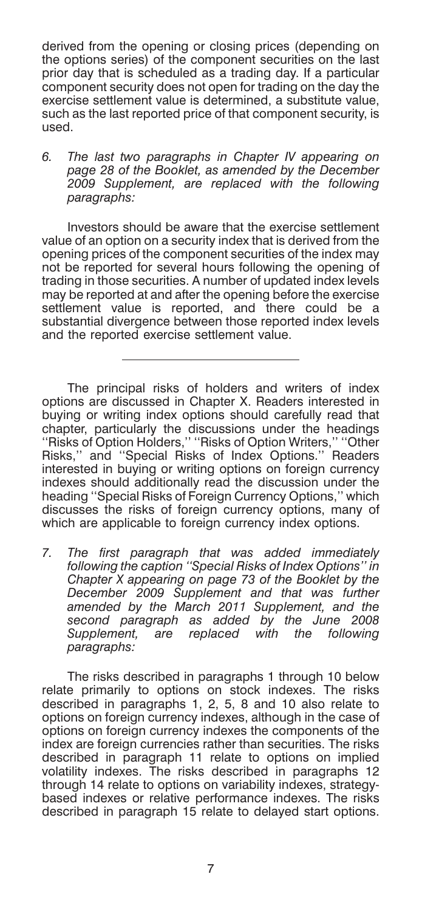derived from the opening or closing prices (depending on the options series) of the component securities on the last prior day that is scheduled as a trading day. If a particular component security does not open for trading on the day the exercise settlement value is determined, a substitute value, such as the last reported price of that component security, is used.

*6. The last two paragraphs in Chapter IV appearing on page 28 of the Booklet, as amended by the December 2009 Supplement, are replaced with the following paragraphs:*

Investors should be aware that the exercise settlement value of an option on a security index that is derived from the opening prices of the component securities of the index may not be reported for several hours following the opening of trading in those securities. A number of updated index levels may be reported at and after the opening before the exercise settlement value is reported, and there could be a substantial divergence between those reported index levels and the reported exercise settlement value.

---

The principal risks of holders and writers of index options are discussed in Chapter X. Readers interested in buying or writing index options should carefully read that chapter, particularly the discussions under the headings ''Risks of Option Holders,'' ''Risks of Option Writers,'' ''Other Risks,'' and ''Special Risks of Index Options.'' Readers interested in buying or writing options on foreign currency indexes should additionally read the discussion under the heading ''Special Risks of Foreign Currency Options,'' which discusses the risks of foreign currency options, many of which are applicable to foreign currency index options.

*7. The first paragraph that was added immediately following the caption ''Special Risks of Index Options'' in Chapter X appearing on page 73 of the Booklet by the December 2009 Supplement and that was further amended by the March 2011 Supplement, and the second paragraph as added by the June 2008 Supplement, are replaced with the following paragraphs:*

The risks described in paragraphs 1 through 10 below relate primarily to options on stock indexes. The risks described in paragraphs 1, 2, 5, 8 and 10 also relate to options on foreign currency indexes, although in the case of options on foreign currency indexes the components of the index are foreign currencies rather than securities. The risks described in paragraph 11 relate to options on implied volatility indexes. The risks described in paragraphs 12 through 14 relate to options on variability indexes, strategy-based indexes or relative performance indexes. The risks described in paragraph 15 relate to delayed start options.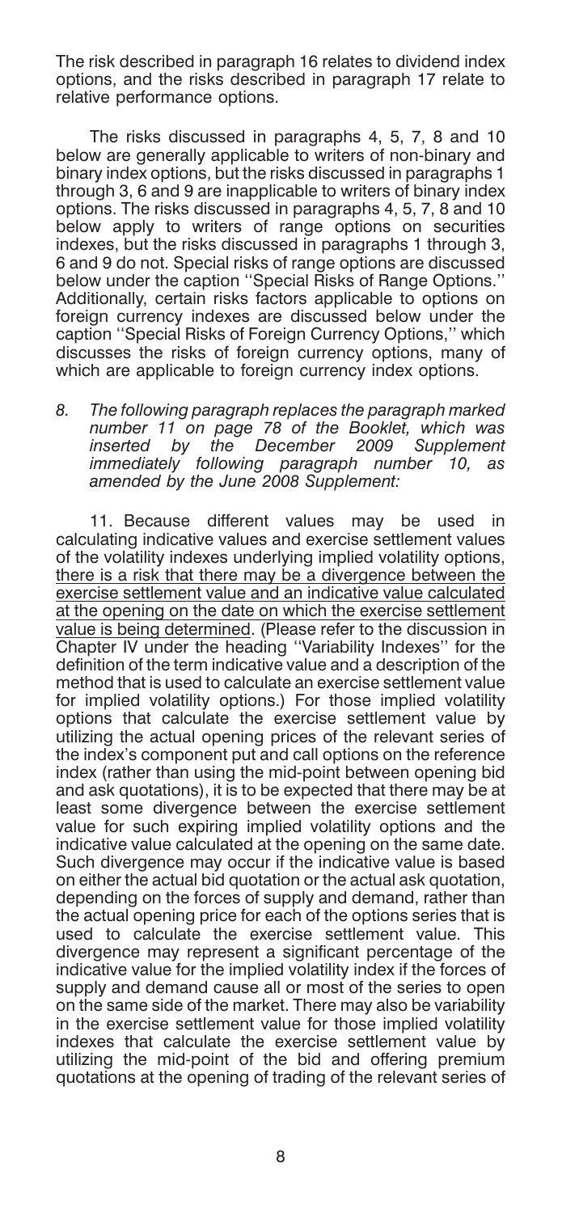The risk described in paragraph 16 relates to dividend index options, and the risks described in paragraph 17 relate to relative performance options.

The risks discussed in paragraphs 4, 5, 7, 8 and 10 below are generally applicable to writers of non-binary and binary index options, but the risks discussed in paragraphs 1 through 3, 6 and 9 are inapplicable to writers of binary index options. The risks discussed in paragraphs 4, 5, 7, 8 and 10 below apply to writers of range options on securities indexes, but the risks discussed in paragraphs 1 through 3, 6 and 9 do not. Special risks of range options are discussed below under the caption ''Special Risks of Range Options.'' Additionally, certain risks factors applicable to options on foreign currency indexes are discussed below under the caption ''Special Risks of Foreign Currency Options,'' which discusses the risks of foreign currency options, many of which are applicable to foreign currency index options.

8. *The following paragraph replaces the paragraph marked number 11 on page 78 of the Booklet, which was inserted by the December 2009 Supplement immediately following paragraph number 10, as amended by the June 2008 Supplement:*

11. Because different values may be used in calculating indicative values and exercise settlement values of the volatility indexes underlying implied volatility options, <u>there is a risk that there may be a divergence between the exercise settlement value and an indicative value calculated at the opening on the date on which the exercise settlement value is being determined</u>. (Please refer to the discussion in Chapter IV under the heading ''Variability Indexes'' for the definition of the term indicative value and a description of the method that is used to calculate an exercise settlement value for implied volatility options.) For those implied volatility options that calculate the exercise settlement value by utilizing the actual opening prices of the relevant series of the index's component put and call options on the reference index (rather than using the mid-point between opening bid and ask quotations), it is to be expected that there may be at least some divergence between the exercise settlement value for such expiring implied volatility options and the indicative value calculated at the opening on the same date. Such divergence may occur if the indicative value is based on either the actual bid quotation or the actual ask quotation, depending on the forces of supply and demand, rather than the actual opening price for each of the options series that is used to calculate the exercise settlement value. This divergence may represent a significant percentage of the indicative value for the implied volatility index if the forces of supply and demand cause all or most of the series to open on the same side of the market. There may also be variability in the exercise settlement value for those implied volatility indexes that calculate the exercise settlement value by utilizing the mid-point of the bid and offering premium quotations at the opening of trading of the relevant series of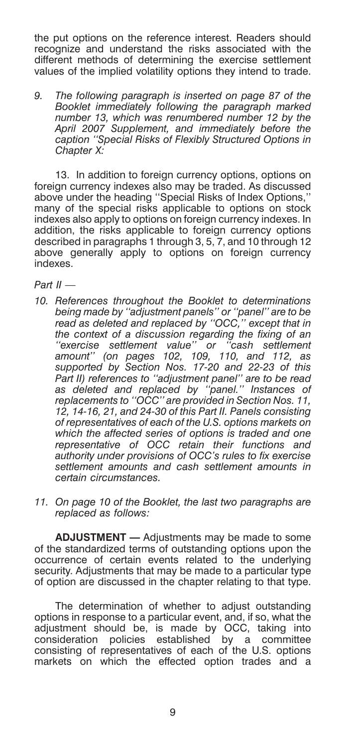the put options on the reference interest. Readers should recognize and understand the risks associated with the different methods of determining the exercise settlement values of the implied volatility options they intend to trade.

9. *The following paragraph is inserted on page 87 of the Booklet immediately following the paragraph marked number 13, which was renumbered number 12 by the April 2007 Supplement, and immediately before the caption "Special Risks of Flexibly Structured Options in Chapter X:*

13. In addition to foreign currency options, options on foreign currency indexes also may be traded. As discussed above under the heading "Special Risks of Index Options," many of the special risks applicable to options on stock indexes also apply to options on foreign currency indexes. In addition, the risks applicable to foreign currency options described in paragraphs 1 through 3, 5, 7, and 10 through 12 above generally apply to options on foreign currency indexes.

*Part II —*

10. *References throughout the Booklet to determinations being made by "adjustment panels" or "panel" are to be read as deleted and replaced by "OCC," except that in the context of a discussion regarding the fixing of an "exercise settlement value" or "cash settlement amount" (on pages 102, 109, 110, and 112, as supported by Section Nos. 17-20 and 22-23 of this Part II) references to "adjustment panel" are to be read as deleted and replaced by "panel." Instances of replacements to "OCC" are provided in Section Nos. 11, 12, 14-16, 21, and 24-30 of this Part II. Panels consisting of representatives of each of the U.S. options markets on which the affected series of options is traded and one representative of OCC retain their functions and authority under provisions of OCC's rules to fix exercise settlement amounts and cash settlement amounts in certain circumstances.*

11. *On page 10 of the Booklet, the last two paragraphs are replaced as follows:*

**ADJUSTMENT —** Adjustments may be made to some of the standardized terms of outstanding options upon the occurrence of certain events related to the underlying security. Adjustments that may be made to a particular type of option are discussed in the chapter relating to that type.

The determination of whether to adjust outstanding options in response to a particular event, and, if so, what the adjustment should be, is made by OCC, taking into consideration policies established by a committee consisting of representatives of each of the U.S. options markets on which the effected option trades and a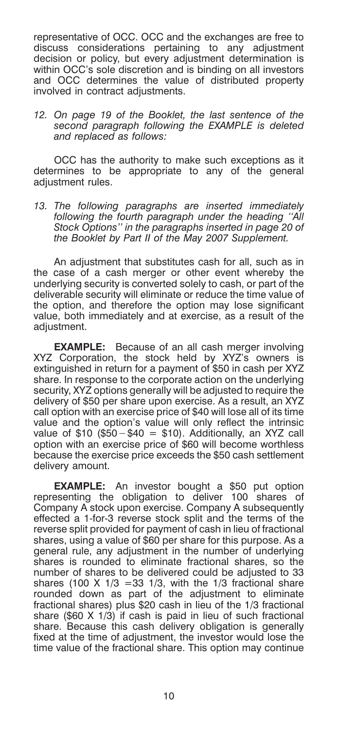representative of OCC. OCC and the exchanges are free to discuss considerations pertaining to any adjustment decision or policy, but every adjustment determination is within OCC's sole discretion and is binding on all investors and OCC determines the value of distributed property involved in contract adjustments.

*12. On page 19 of the Booklet, the last sentence of the second paragraph following the EXAMPLE is deleted and replaced as follows:*

OCC has the authority to make such exceptions as it determines to be appropriate to any of the general adjustment rules.

*13. The following paragraphs are inserted immediately following the fourth paragraph under the heading ''All Stock Options'' in the paragraphs inserted in page 20 of the Booklet by Part II of the May 2007 Supplement.*

An adjustment that substitutes cash for all, such as in the case of a cash merger or other event whereby the underlying security is converted solely to cash, or part of the deliverable security will eliminate or reduce the time value of the option, and therefore the option may lose significant value, both immediately and at exercise, as a result of the adjustment.

**EXAMPLE:** Because of an all cash merger involving XYZ Corporation, the stock held by XYZ's owners is extinguished in return for a payment of $50 in cash per XYZ share. In response to the corporate action on the underlying security, XYZ options generally will be adjusted to require the delivery of $50 per share upon exercise. As a result, an XYZ call option with an exercise price of $40 will lose all of its time value and the option's value will only reflect the intrinsic value of $10 ($50 − $40 = $10). Additionally, an XYZ call option with an exercise price of $60 will become worthless because the exercise price exceeds the $50 cash settlement delivery amount.

**EXAMPLE:** An investor bought a $50 put option representing the obligation to deliver 100 shares of Company A stock upon exercise. Company A subsequently effected a 1-for-3 reverse stock split and the terms of the reverse split provided for payment of cash in lieu of fractional shares, using a value of $60 per share for this purpose. As a general rule, any adjustment in the number of underlying shares is rounded to eliminate fractional shares, so the number of shares to be delivered could be adjusted to 33 shares (100 X 1/3 = 33 1/3, with the 1/3 fractional share rounded down as part of the adjustment to eliminate fractional shares) plus $20 cash in lieu of the 1/3 fractional share ($60 X 1/3) if cash is paid in lieu of such fractional share. Because this cash delivery obligation is generally fixed at the time of adjustment, the investor would lose the time value of the fractional share. This option may continue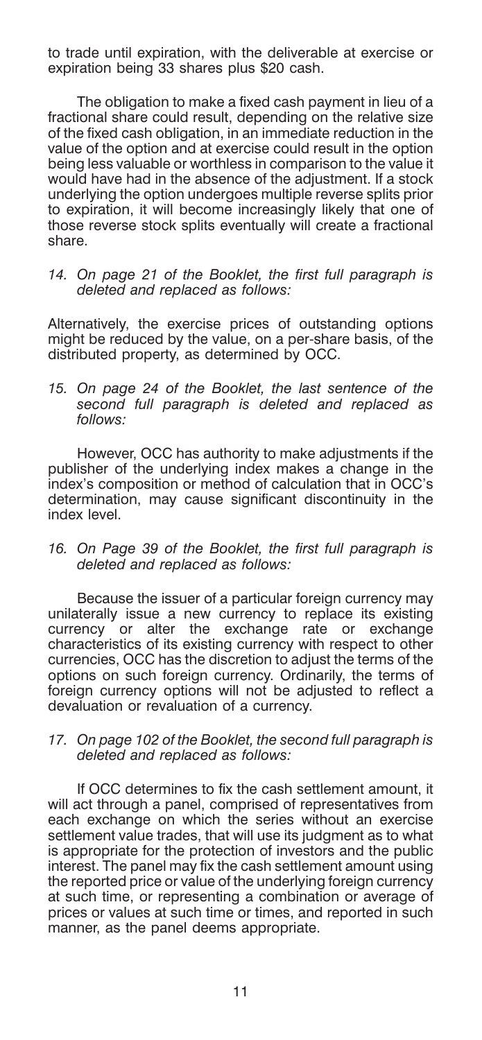to trade until expiration, with the deliverable at exercise or expiration being 33 shares plus $20 cash.

The obligation to make a fixed cash payment in lieu of a fractional share could result, depending on the relative size of the fixed cash obligation, in an immediate reduction in the value of the option and at exercise could result in the option being less valuable or worthless in comparison to the value it would have had in the absence of the adjustment. If a stock underlying the option undergoes multiple reverse splits prior to expiration, it will become increasingly likely that one of those reverse stock splits eventually will create a fractional share.

*14. On page 21 of the Booklet, the first full paragraph is deleted and replaced as follows:*

Alternatively, the exercise prices of outstanding options might be reduced by the value, on a per-share basis, of the distributed property, as determined by OCC.

*15. On page 24 of the Booklet, the last sentence of the second full paragraph is deleted and replaced as follows:*

However, OCC has authority to make adjustments if the publisher of the underlying index makes a change in the index's composition or method of calculation that in OCC's determination, may cause significant discontinuity in the index level.

*16. On Page 39 of the Booklet, the first full paragraph is deleted and replaced as follows:*

Because the issuer of a particular foreign currency may unilaterally issue a new currency to replace its existing currency or alter the exchange rate or exchange characteristics of its existing currency with respect to other currencies, OCC has the discretion to adjust the terms of the options on such foreign currency. Ordinarily, the terms of foreign currency options will not be adjusted to reflect a devaluation or revaluation of a currency.

*17. On page 102 of the Booklet, the second full paragraph is deleted and replaced as follows:*

If OCC determines to fix the cash settlement amount, it will act through a panel, comprised of representatives from each exchange on which the series without an exercise settlement value trades, that will use its judgment as to what is appropriate for the protection of investors and the public interest. The panel may fix the cash settlement amount using the reported price or value of the underlying foreign currency at such time, or representing a combination or average of prices or values at such time or times, and reported in such manner, as the panel deems appropriate.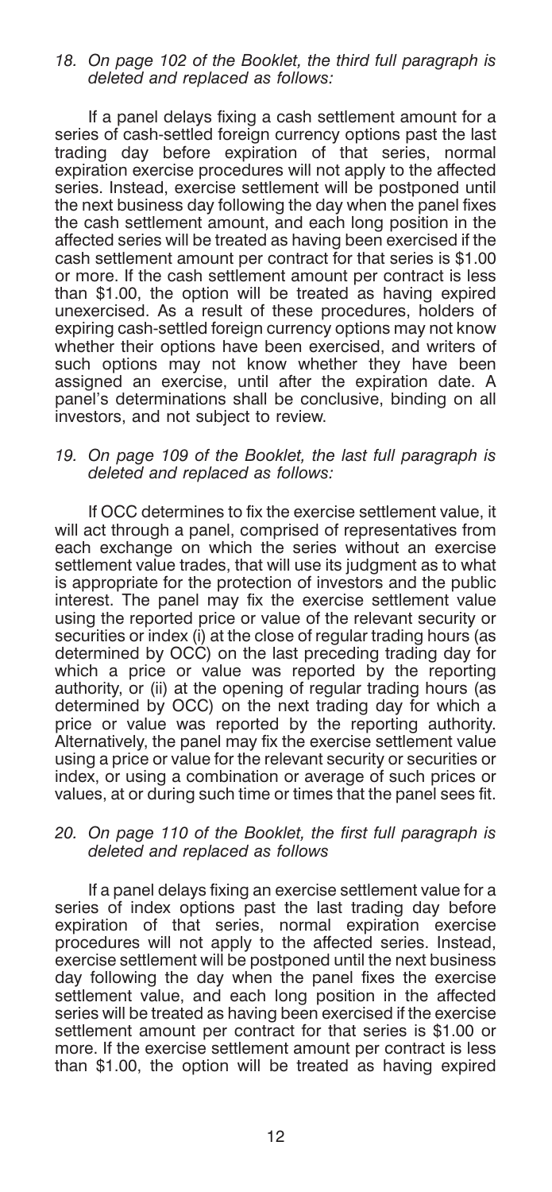*18. On page 102 of the Booklet, the third full paragraph is deleted and replaced as follows:*

If a panel delays fixing a cash settlement amount for a series of cash-settled foreign currency options past the last trading day before expiration of that series, normal expiration exercise procedures will not apply to the affected series. Instead, exercise settlement will be postponed until the next business day following the day when the panel fixes the cash settlement amount, and each long position in the affected series will be treated as having been exercised if the cash settlement amount per contract for that series is $1.00 or more. If the cash settlement amount per contract is less than $1.00, the option will be treated as having expired unexercised. As a result of these procedures, holders of expiring cash-settled foreign currency options may not know whether their options have been exercised, and writers of such options may not know whether they have been assigned an exercise, until after the expiration date. A panel's determinations shall be conclusive, binding on all investors, and not subject to review.

*19. On page 109 of the Booklet, the last full paragraph is deleted and replaced as follows:*

If OCC determines to fix the exercise settlement value, it will act through a panel, comprised of representatives from each exchange on which the series without an exercise settlement value trades, that will use its judgment as to what is appropriate for the protection of investors and the public interest. The panel may fix the exercise settlement value using the reported price or value of the relevant security or securities or index (i) at the close of regular trading hours (as determined by OCC) on the last preceding trading day for which a price or value was reported by the reporting authority, or (ii) at the opening of regular trading hours (as determined by OCC) on the next trading day for which a price or value was reported by the reporting authority. Alternatively, the panel may fix the exercise settlement value using a price or value for the relevant security or securities or index, or using a combination or average of such prices or values, at or during such time or times that the panel sees fit.

*20. On page 110 of the Booklet, the first full paragraph is deleted and replaced as follows*

If a panel delays fixing an exercise settlement value for a series of index options past the last trading day before expiration of that series, normal expiration exercise procedures will not apply to the affected series. Instead, exercise settlement will be postponed until the next business day following the day when the panel fixes the exercise settlement value, and each long position in the affected series will be treated as having been exercised if the exercise settlement amount per contract for that series is $1.00 or more. If the exercise settlement amount per contract is less than $1.00, the option will be treated as having expired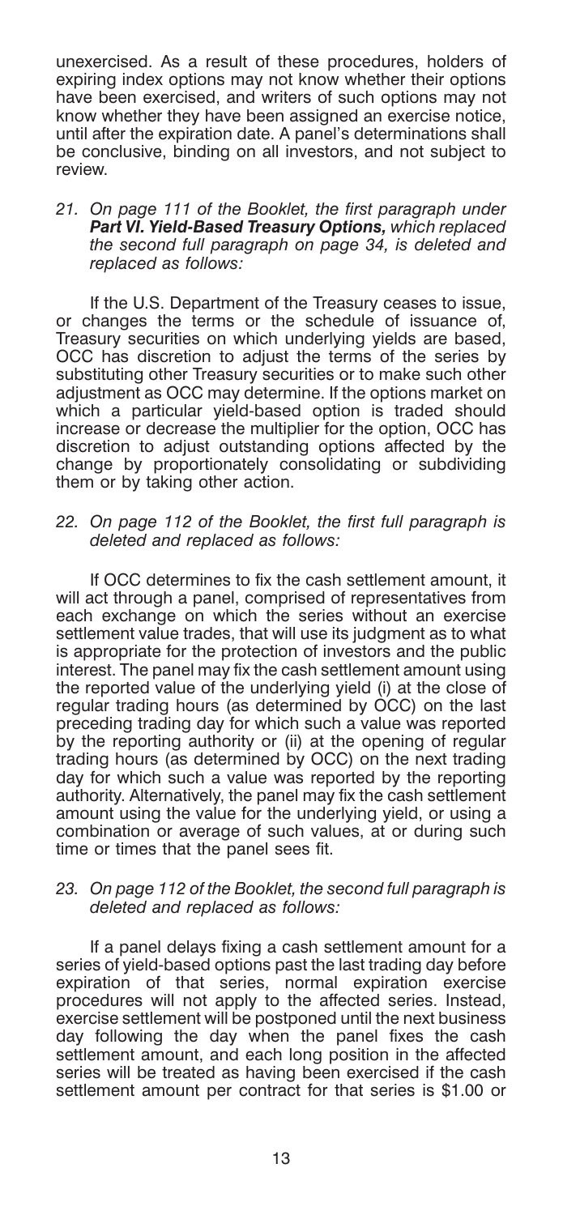unexercised. As a result of these procedures, holders of expiring index options may not know whether their options have been exercised, and writers of such options may not know whether they have been assigned an exercise notice, until after the expiration date. A panel's determinations shall be conclusive, binding on all investors, and not subject to review.

*21. On page 111 of the Booklet, the first paragraph under **Part VI. Yield-Based Treasury Options,** which replaced the second full paragraph on page 34, is deleted and replaced as follows:*

If the U.S. Department of the Treasury ceases to issue, or changes the terms or the schedule of issuance of, Treasury securities on which underlying yields are based, OCC has discretion to adjust the terms of the series by substituting other Treasury securities or to make such other adjustment as OCC may determine. If the options market on which a particular yield-based option is traded should increase or decrease the multiplier for the option, OCC has discretion to adjust outstanding options affected by the change by proportionately consolidating or subdividing them or by taking other action.

*22. On page 112 of the Booklet, the first full paragraph is deleted and replaced as follows:*

If OCC determines to fix the cash settlement amount, it will act through a panel, comprised of representatives from each exchange on which the series without an exercise settlement value trades, that will use its judgment as to what is appropriate for the protection of investors and the public interest. The panel may fix the cash settlement amount using the reported value of the underlying yield (i) at the close of regular trading hours (as determined by OCC) on the last preceding trading day for which such a value was reported by the reporting authority or (ii) at the opening of regular trading hours (as determined by OCC) on the next trading day for which such a value was reported by the reporting authority. Alternatively, the panel may fix the cash settlement amount using the value for the underlying yield, or using a combination or average of such values, at or during such time or times that the panel sees fit.

*23. On page 112 of the Booklet, the second full paragraph is deleted and replaced as follows:*

If a panel delays fixing a cash settlement amount for a series of yield-based options past the last trading day before expiration of that series, normal expiration exercise procedures will not apply to the affected series. Instead, exercise settlement will be postponed until the next business day following the day when the panel fixes the cash settlement amount, and each long position in the affected series will be treated as having been exercised if the cash settlement amount per contract for that series is $1.00 or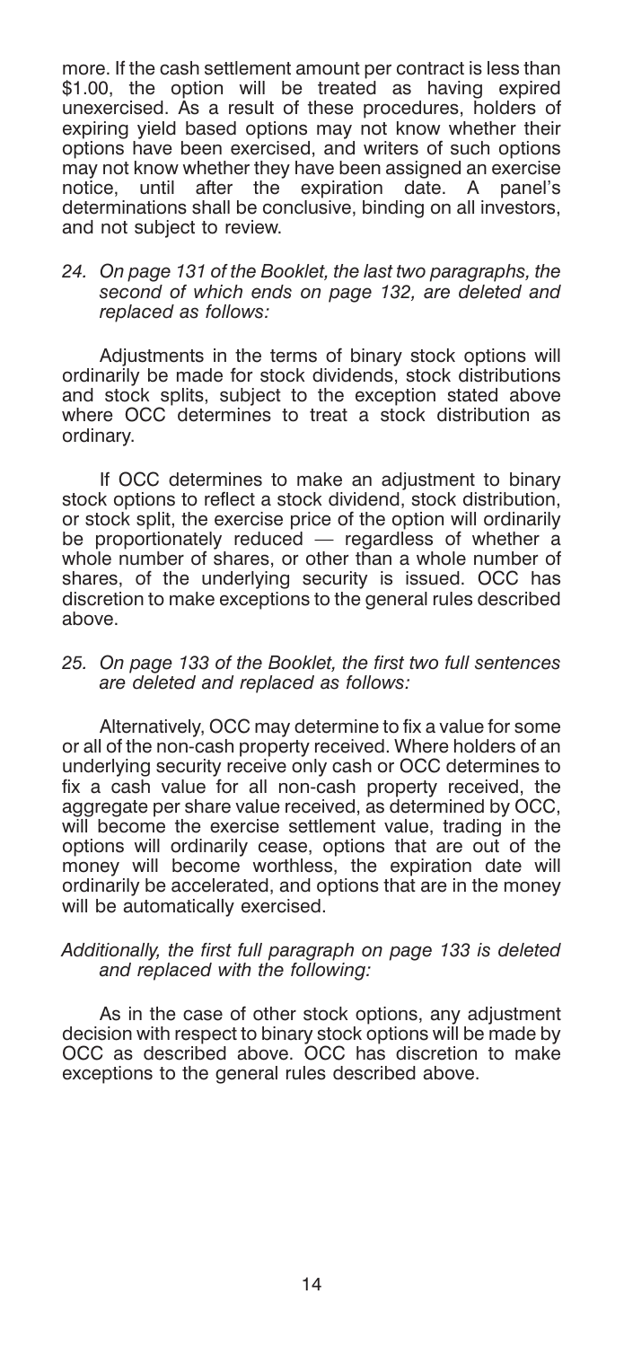more. If the cash settlement amount per contract is less than $1.00, the option will be treated as having expired unexercised. As a result of these procedures, holders of expiring yield based options may not know whether their options have been exercised, and writers of such options may not know whether they have been assigned an exercise notice, until after the expiration date. A panel's determinations shall be conclusive, binding on all investors, and not subject to review.

*24. On page 131 of the Booklet, the last two paragraphs, the second of which ends on page 132, are deleted and replaced as follows:*

Adjustments in the terms of binary stock options will ordinarily be made for stock dividends, stock distributions and stock splits, subject to the exception stated above where OCC determines to treat a stock distribution as ordinary.

If OCC determines to make an adjustment to binary stock options to reflect a stock dividend, stock distribution, or stock split, the exercise price of the option will ordinarily be proportionately reduced — regardless of whether a whole number of shares, or other than a whole number of shares, of the underlying security is issued. OCC has discretion to make exceptions to the general rules described above.

*25. On page 133 of the Booklet, the first two full sentences are deleted and replaced as follows:*

Alternatively, OCC may determine to fix a value for some or all of the non-cash property received. Where holders of an underlying security receive only cash or OCC determines to fix a cash value for all non-cash property received, the aggregate per share value received, as determined by OCC, will become the exercise settlement value, trading in the options will ordinarily cease, options that are out of the money will become worthless, the expiration date will ordinarily be accelerated, and options that are in the money will be automatically exercised.

*Additionally, the first full paragraph on page 133 is deleted and replaced with the following:*

As in the case of other stock options, any adjustment decision with respect to binary stock options will be made by OCC as described above. OCC has discretion to make exceptions to the general rules described above.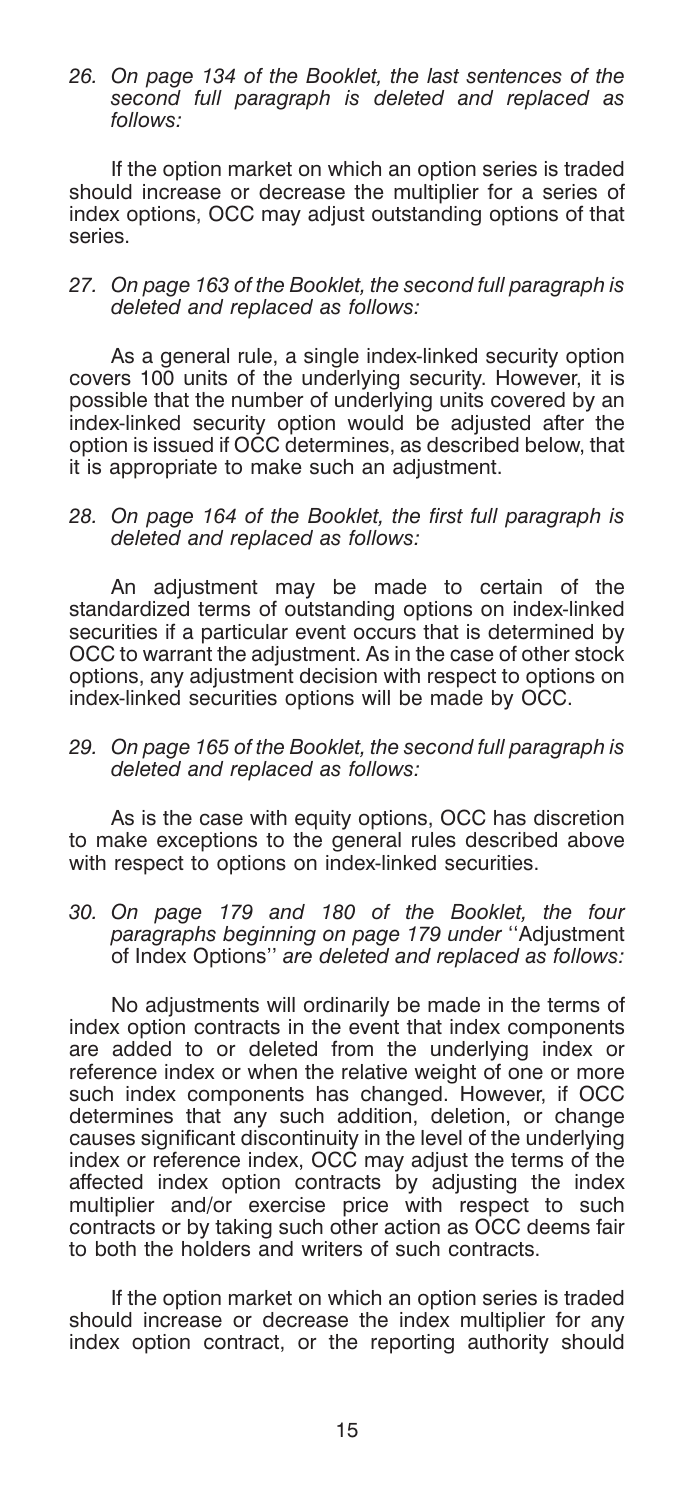*26. On page 134 of the Booklet, the last sentences of the second full paragraph is deleted and replaced as follows:*

If the option market on which an option series is traded should increase or decrease the multiplier for a series of index options, OCC may adjust outstanding options of that series.

*27. On page 163 of the Booklet, the second full paragraph is deleted and replaced as follows:*

As a general rule, a single index-linked security option covers 100 units of the underlying security. However, it is possible that the number of underlying units covered by an index-linked security option would be adjusted after the option is issued if OCC determines, as described below, that it is appropriate to make such an adjustment.

*28. On page 164 of the Booklet, the first full paragraph is deleted and replaced as follows:*

An adjustment may be made to certain of the standardized terms of outstanding options on index-linked securities if a particular event occurs that is determined by OCC to warrant the adjustment. As in the case of other stock options, any adjustment decision with respect to options on index-linked securities options will be made by OCC.

*29. On page 165 of the Booklet, the second full paragraph is deleted and replaced as follows:*

As is the case with equity options, OCC has discretion to make exceptions to the general rules described above with respect to options on index-linked securities.

*30. On page 179 and 180 of the Booklet, the four paragraphs beginning on page 179 under* ''Adjustment of Index Options'' *are deleted and replaced as follows:*

No adjustments will ordinarily be made in the terms of index option contracts in the event that index components are added to or deleted from the underlying index or reference index or when the relative weight of one or more such index components has changed. However, if OCC determines that any such addition, deletion, or change causes significant discontinuity in the level of the underlying index or reference index, OCC may adjust the terms of the affected index option contracts by adjusting the index multiplier and/or exercise price with respect to such contracts or by taking such other action as OCC deems fair to both the holders and writers of such contracts.

If the option market on which an option series is traded should increase or decrease the index multiplier for any index option contract, or the reporting authority should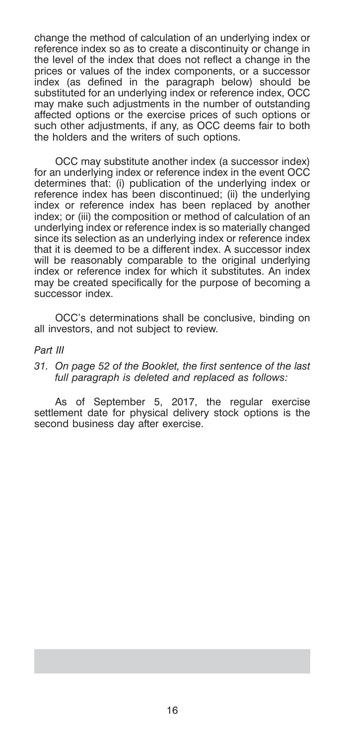change the method of calculation of an underlying index or reference index so as to create a discontinuity or change in the level of the index that does not reflect a change in the prices or values of the index components, or a successor index (as defined in the paragraph below) should be substituted for an underlying index or reference index, OCC may make such adjustments in the number of outstanding affected options or the exercise prices of such options or such other adjustments, if any, as OCC deems fair to both the holders and the writers of such options.

OCC may substitute another index (a successor index) for an underlying index or reference index in the event OCC determines that: (i) publication of the underlying index or reference index has been discontinued; (ii) the underlying index or reference index has been replaced by another index; or (iii) the composition or method of calculation of an underlying index or reference index is so materially changed since its selection as an underlying index or reference index that it is deemed to be a different index. A successor index will be reasonably comparable to the original underlying index or reference index for which it substitutes. An index may be created specifically for the purpose of becoming a successor index.

OCC's determinations shall be conclusive, binding on all investors, and not subject to review.

*Part III*

*31. On page 52 of the Booklet, the first sentence of the last full paragraph is deleted and replaced as follows:*

As of September 5, 2017, the regular exercise settlement date for physical delivery stock options is the second business day after exercise.